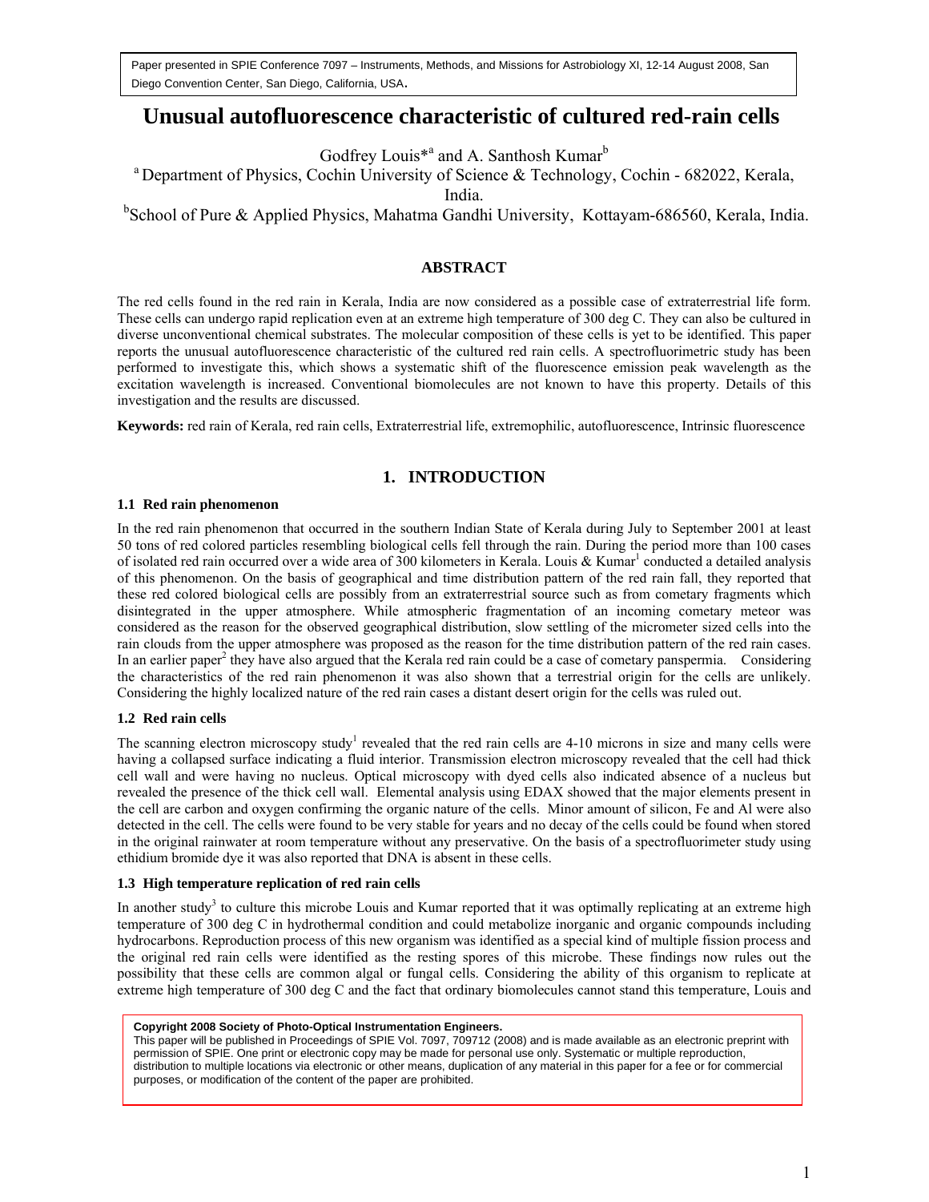Paper presented in SPIE Conference 7097 – Instruments, Methods, and Missions for Astrobiology XI, 12-14 August 2008, San Diego Convention Center, San Diego, California, USA.

# Unusual autofluorescence characteristic of cultured red-rain cells

Godfrey Louis*[a] and A. Santhosh Kumar[b]

[a] Department of Physics, Cochin University of Science & Technology, Cochin - 682022, Kerala, India.

[b] School of Pure & Applied Physics, Mahatma Gandhi University, Kottayam-686560, Kerala, India.

### ABSTRACT

The red cells found in the red rain in Kerala, India are now considered as a possible case of extraterrestrial life form. These cells can undergo rapid replication even at an extreme high temperature of 300 deg C. They can also be cultured in diverse unconventional chemical substrates. The molecular composition of these cells is yet to be identified. This paper reports the unusual autofluorescence characteristic of the cultured red rain cells. A spectrofluorimetric study has been performed to investigate this, which shows a systematic shift of the fluorescence emission peak wavelength as the excitation wavelength is increased. Conventional biomolecules are not known to have this property. Details of this investigation and the results are discussed.

**Keywords:** red rain of Kerala, red rain cells, Extraterrestrial life, extremophilic, autofluorescence, Intrinsic fluorescence

## 1. INTRODUCTION

### 1.1 Red rain phenomenon

In the red rain phenomenon that occurred in the southern Indian State of Kerala during July to September 2001 at least 50 tons of red colored particles resembling biological cells fell through the rain. During the period more than 100 cases of isolated red rain occurred over a wide area of 300 kilometers in Kerala. Louis & Kumar[1] conducted a detailed analysis of this phenomenon. On the basis of geographical and time distribution pattern of the red rain fall, they reported that these red colored biological cells are possibly from an extraterrestrial source such as from cometary fragments which disintegrated in the upper atmosphere. While atmospheric fragmentation of an incoming cometary meteor was considered as the reason for the observed geographical distribution, slow settling of the micrometer sized cells into the rain clouds from the upper atmosphere was proposed as the reason for the time distribution pattern of the red rain cases. In an earlier paper[2] they have also argued that the Kerala red rain could be a case of cometary panspermia. Considering the characteristics of the red rain phenomenon it was also shown that a terrestrial origin for the cells are unlikely. Considering the highly localized nature of the red rain cases a distant desert origin for the cells was ruled out.

### 1.2 Red rain cells

The scanning electron microscopy study[1] revealed that the red rain cells are 4-10 microns in size and many cells were having a collapsed surface indicating a fluid interior. Transmission electron microscopy revealed that the cell had thick cell wall and were having no nucleus. Optical microscopy with dyed cells also indicated absence of a nucleus but revealed the presence of the thick cell wall. Elemental analysis using EDAX showed that the major elements present in the cell are carbon and oxygen confirming the organic nature of the cells. Minor amount of silicon, Fe and Al were also detected in the cell. The cells were found to be very stable for years and no decay of the cells could be found when stored in the original rainwater at room temperature without any preservative. On the basis of a spectrofluorimeter study using ethidium bromide dye it was also reported that DNA is absent in these cells.

### 1.3 High temperature replication of red rain cells

In another study[3] to culture this microbe Louis and Kumar reported that it was optimally replicating at an extreme high temperature of 300 deg C in hydrothermal condition and could metabolize inorganic and organic compounds including hydrocarbons. Reproduction process of this new organism was identified as a special kind of multiple fission process and the original red rain cells were identified as the resting spores of this microbe. These findings now rules out the possibility that these cells are common algal or fungal cells. Considering the ability of this organism to replicate at extreme high temperature of 300 deg C and the fact that ordinary biomolecules cannot stand this temperature, Louis and

**Copyright 2008 Society of Photo-Optical Instrumentation Engineers.**
This paper will be published in Proceedings of SPIE Vol. 7097, 709712 (2008) and is made available as an electronic preprint with permission of SPIE. One print or electronic copy may be made for personal use only. Systematic or multiple reproduction, distribution to multiple locations via electronic or other means, duplication of any material in this paper for a fee or for commercial purposes, or modification of the content of the paper are prohibited.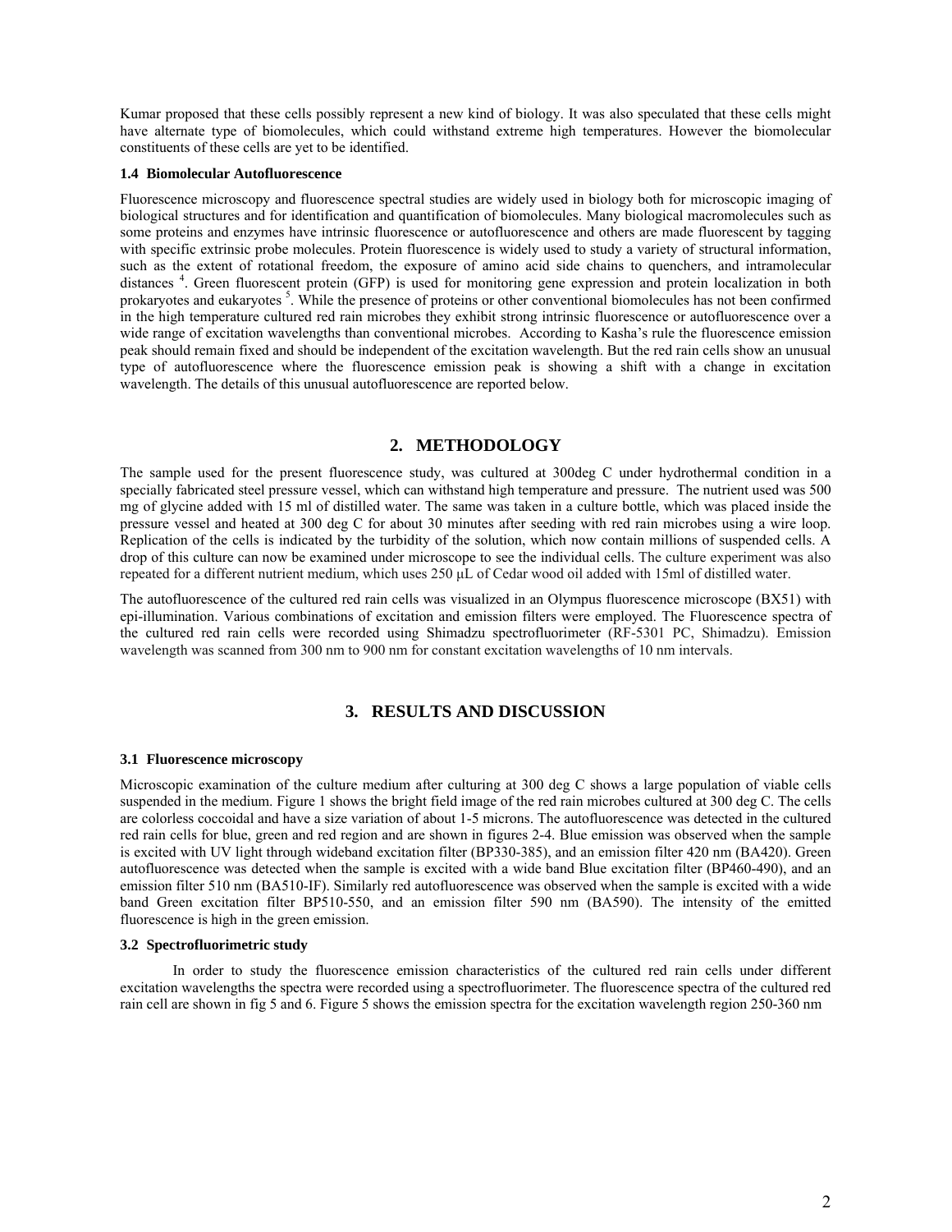Kumar proposed that these cells possibly represent a new kind of biology. It was also speculated that these cells might have alternate type of biomolecules, which could withstand extreme high temperatures. However the biomolecular constituents of these cells are yet to be identified.

### 1.4 Biomolecular Autofluorescence

Fluorescence microscopy and fluorescence spectral studies are widely used in biology both for microscopic imaging of biological structures and for identification and quantification of biomolecules. Many biological macromolecules such as some proteins and enzymes have intrinsic fluorescence or autofluorescence and others are made fluorescent by tagging with specific extrinsic probe molecules. Protein fluorescence is widely used to study a variety of structural information, such as the extent of rotational freedom, the exposure of amino acid side chains to quenchers, and intramolecular distances [4]. Green fluorescent protein (GFP) is used for monitoring gene expression and protein localization in both prokaryotes and eukaryotes [5]. While the presence of proteins or other conventional biomolecules has not been confirmed in the high temperature cultured red rain microbes they exhibit strong intrinsic fluorescence or autofluorescence over a wide range of excitation wavelengths than conventional microbes. According to Kasha's rule the fluorescence emission peak should remain fixed and should be independent of the excitation wavelength. But the red rain cells show an unusual type of autofluorescence where the fluorescence emission peak is showing a shift with a change in excitation wavelength. The details of this unusual autofluorescence are reported below.

## 2. METHODOLOGY

The sample used for the present fluorescence study, was cultured at 300deg C under hydrothermal condition in a specially fabricated steel pressure vessel, which can withstand high temperature and pressure. The nutrient used was 500 mg of glycine added with 15 ml of distilled water. The same was taken in a culture bottle, which was placed inside the pressure vessel and heated at 300 deg C for about 30 minutes after seeding with red rain microbes using a wire loop. Replication of the cells is indicated by the turbidity of the solution, which now contain millions of suspended cells. A drop of this culture can now be examined under microscope to see the individual cells. The culture experiment was also repeated for a different nutrient medium, which uses 250 µL of Cedar wood oil added with 15ml of distilled water.

The autofluorescence of the cultured red rain cells was visualized in an Olympus fluorescence microscope (BX51) with epi-illumination. Various combinations of excitation and emission filters were employed. The Fluorescence spectra of the cultured red rain cells were recorded using Shimadzu spectrofluorimeter (RF-5301 PC, Shimadzu). Emission wavelength was scanned from 300 nm to 900 nm for constant excitation wavelengths of 10 nm intervals.

## 3. RESULTS AND DISCUSSION

### 3.1 Fluorescence microscopy

Microscopic examination of the culture medium after culturing at 300 deg C shows a large population of viable cells suspended in the medium. Figure 1 shows the bright field image of the red rain microbes cultured at 300 deg C. The cells are colorless coccoidal and have a size variation of about 1-5 microns. The autofluorescence was detected in the cultured red rain cells for blue, green and red region and are shown in figures 2-4. Blue emission was observed when the sample is excited with UV light through wideband excitation filter (BP330-385), and an emission filter 420 nm (BA420). Green autofluorescence was detected when the sample is excited with a wide band Blue excitation filter (BP460-490), and an emission filter 510 nm (BA510-IF). Similarly red autofluorescence was observed when the sample is excited with a wide band Green excitation filter BP510-550, and an emission filter 590 nm (BA590). The intensity of the emitted fluorescence is high in the green emission.

### 3.2 Spectrofluorimetric study

In order to study the fluorescence emission characteristics of the cultured red rain cells under different excitation wavelengths the spectra were recorded using a spectrofluorimeter. The fluorescence spectra of the cultured red rain cell are shown in fig 5 and 6. Figure 5 shows the emission spectra for the excitation wavelength region 250-360 nm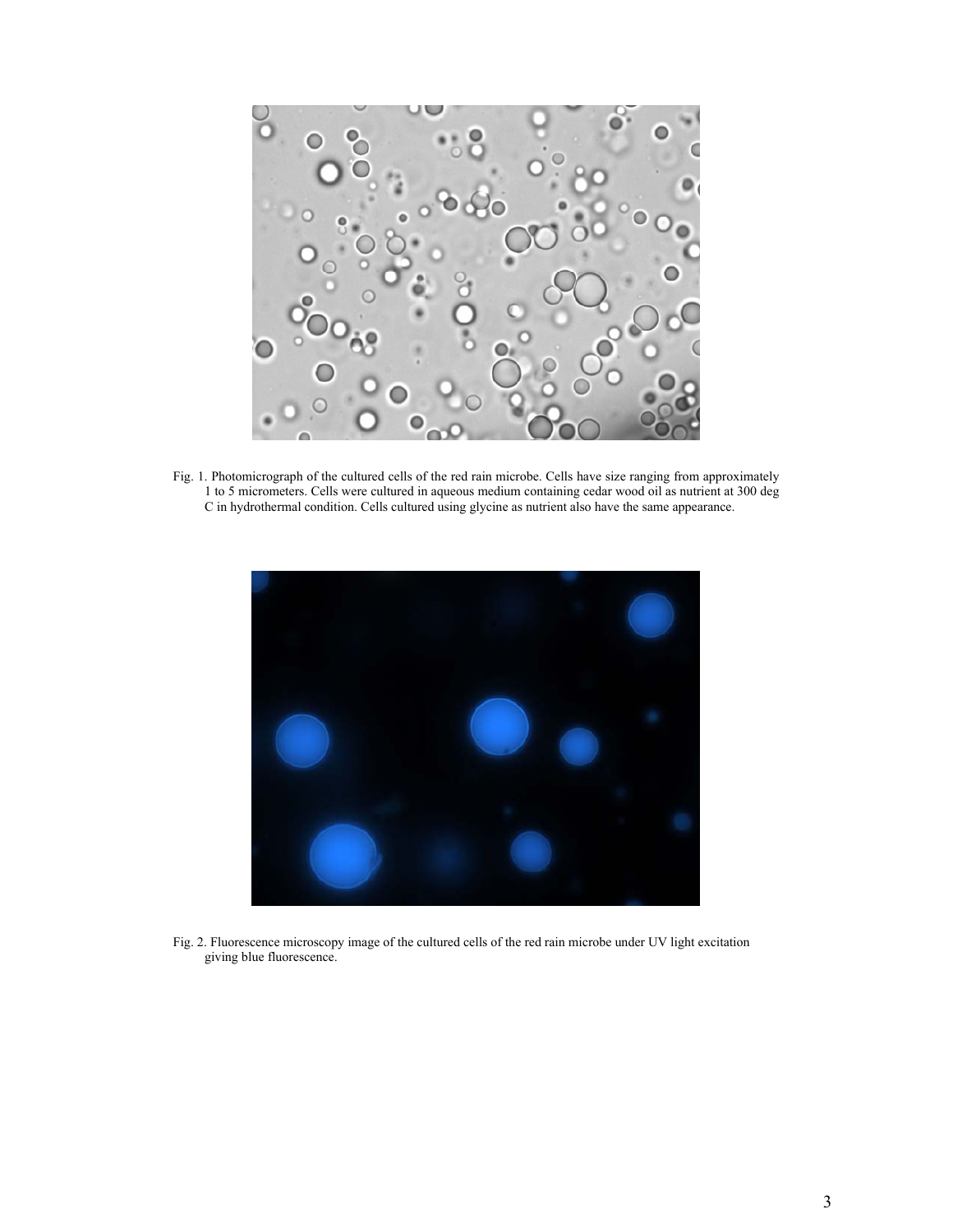Fig. 1. Photomicrograph of the cultured cells of the red rain microbe. Cells have size ranging from approximately 1 to 5 micrometers. Cells were cultured in aqueous medium containing cedar wood oil as nutrient at 300 deg C in hydrothermal condition. Cells cultured using glycine as nutrient also have the same appearance.

Fig. 2. Fluorescence microscopy image of the cultured cells of the red rain microbe under UV light excitation giving blue fluorescence.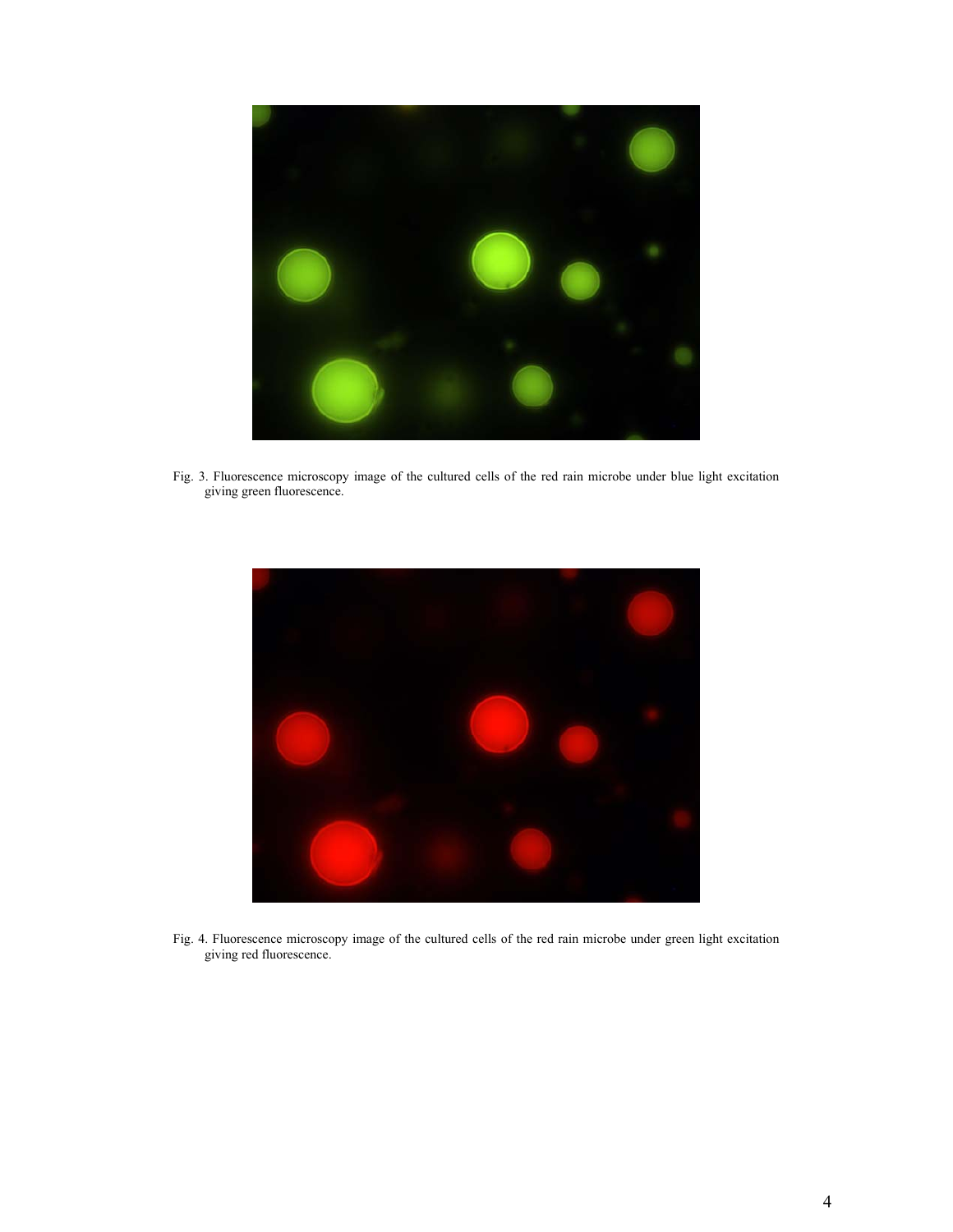Fig. 3. Fluorescence microscopy image of the cultured cells of the red rain microbe under blue light excitation giving green fluorescence.

Fig. 4. Fluorescence microscopy image of the cultured cells of the red rain microbe under green light excitation giving red fluorescence.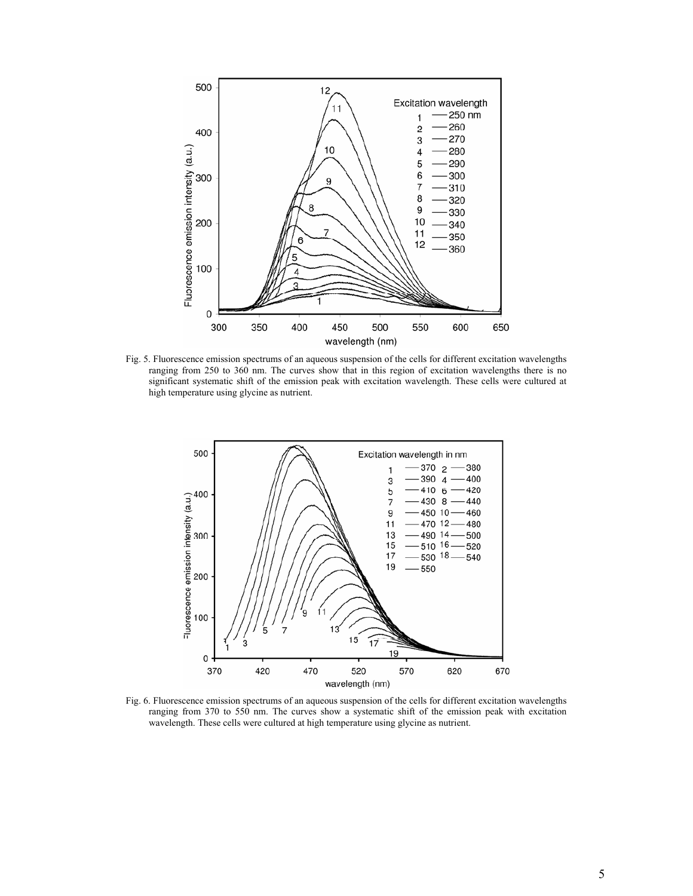Fig. 5. Fluorescence emission spectrums of an aqueous suspension of the cells for different excitation wavelengths ranging from 250 to 360 nm. The curves show that in this region of excitation wavelengths there is no significant systematic shift of the emission peak with excitation wavelength. These cells were cultured at high temperature using glycine as nutrient.

Fig. 6. Fluorescence emission spectrums of an aqueous suspension of the cells for different excitation wavelengths ranging from 370 to 550 nm. The curves show a systematic shift of the emission peak with excitation wavelength. These cells were cultured at high temperature using glycine as nutrient.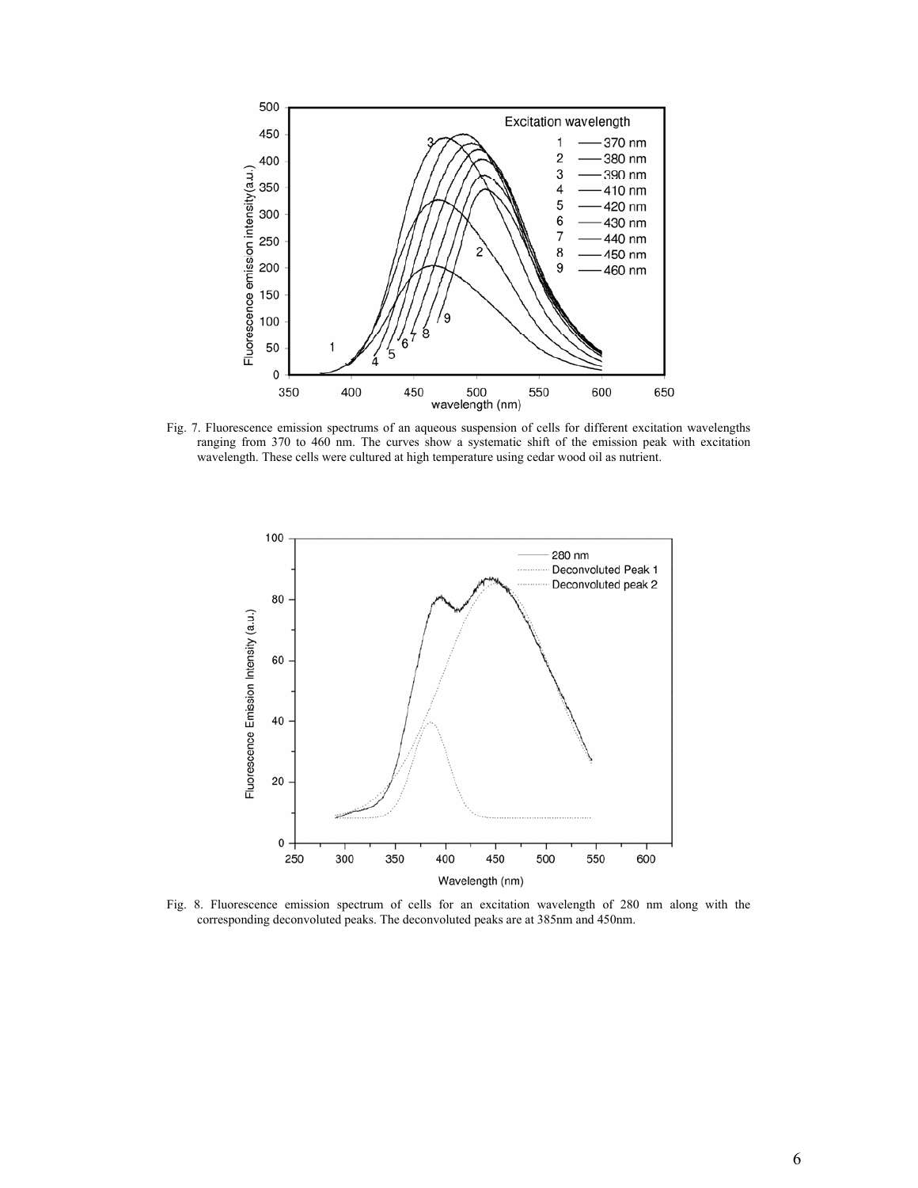Fig. 7. Fluorescence emission spectrums of an aqueous suspension of cells for different excitation wavelengths ranging from 370 to 460 nm. The curves show a systematic shift of the emission peak with excitation wavelength. These cells were cultured at high temperature using cedar wood oil as nutrient.

Fig. 8. Fluorescence emission spectrum of cells for an excitation wavelength of 280 nm along with the corresponding deconvoluted peaks. The deconvoluted peaks are at 385nm and 450nm.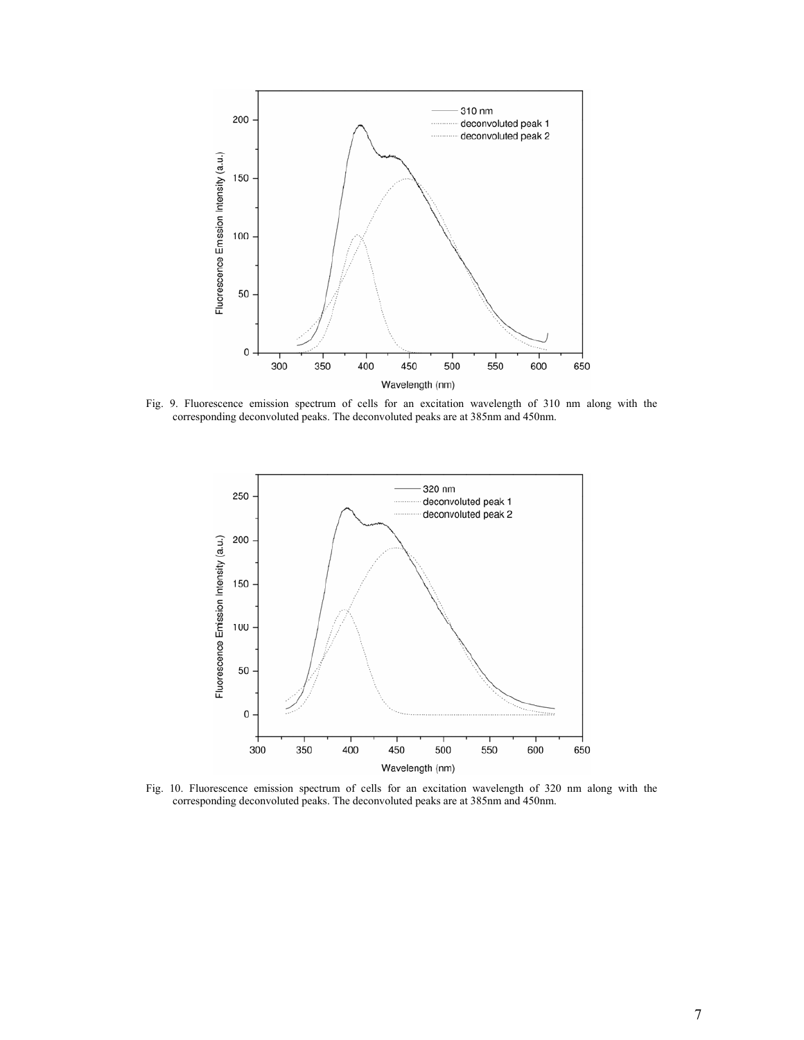Fig. 9. Fluorescence emission spectrum of cells for an excitation wavelength of 310 nm along with the corresponding deconvoluted peaks. The deconvoluted peaks are at 385nm and 450nm.

Fig. 10. Fluorescence emission spectrum of cells for an excitation wavelength of 320 nm along with the corresponding deconvoluted peaks. The deconvoluted peaks are at 385nm and 450nm.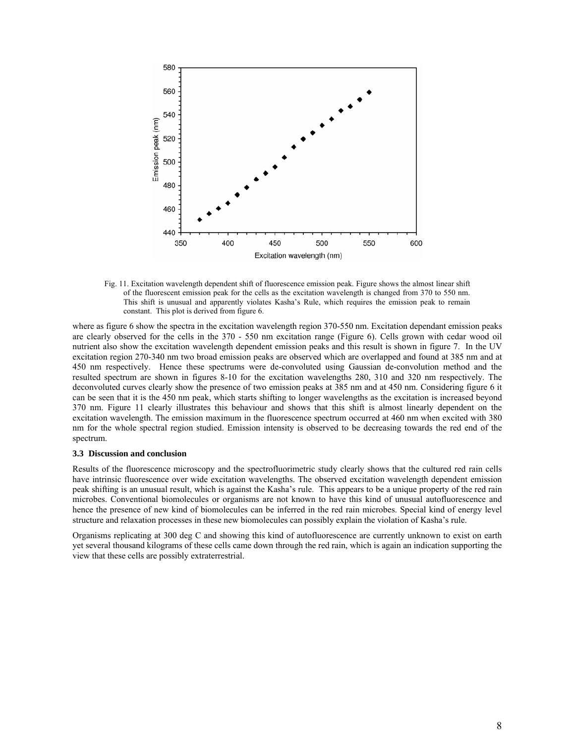Fig. 11. Excitation wavelength dependent shift of fluorescence emission peak. Figure shows the almost linear shift of the fluorescent emission peak for the cells as the excitation wavelength is changed from 370 to 550 nm. This shift is unusual and apparently violates Kasha's Rule, which requires the emission peak to remain constant. This plot is derived from figure 6.

where as figure 6 show the spectra in the excitation wavelength region 370-550 nm. Excitation dependant emission peaks are clearly observed for the cells in the 370 - 550 nm excitation range (Figure 6). Cells grown with cedar wood oil nutrient also show the excitation wavelength dependent emission peaks and this result is shown in figure 7. In the UV excitation region 270-340 nm two broad emission peaks are observed which are overlapped and found at 385 nm and at 450 nm respectively. Hence these spectrums were de-convoluted using Gaussian de-convolution method and the resulted spectrum are shown in figures 8-10 for the excitation wavelengths 280, 310 and 320 nm respectively. The deconvoluted curves clearly show the presence of two emission peaks at 385 nm and at 450 nm. Considering figure 6 it can be seen that it is the 450 nm peak, which starts shifting to longer wavelengths as the excitation is increased beyond 370 nm. Figure 11 clearly illustrates this behaviour and shows that this shift is almost linearly dependent on the excitation wavelength. The emission maximum in the fluorescence spectrum occurred at 460 nm when excited with 380 nm for the whole spectral region studied. Emission intensity is observed to be decreasing towards the red end of the spectrum.

### 3.3 Discussion and conclusion

Results of the fluorescence microscopy and the spectrofluorimetric study clearly shows that the cultured red rain cells have intrinsic fluorescence over wide excitation wavelengths. The observed excitation wavelength dependent emission peak shifting is an unusual result, which is against the Kasha's rule. This appears to be a unique property of the red rain microbes. Conventional biomolecules or organisms are not known to have this kind of unusual autofluorescence and hence the presence of new kind of biomolecules can be inferred in the red rain microbes. Special kind of energy level structure and relaxation processes in these new biomolecules can possibly explain the violation of Kasha's rule.

Organisms replicating at 300 deg C and showing this kind of autofluorescence are currently unknown to exist on earth yet several thousand kilograms of these cells came down through the red rain, which is again an indication supporting the view that these cells are possibly extraterrestrial.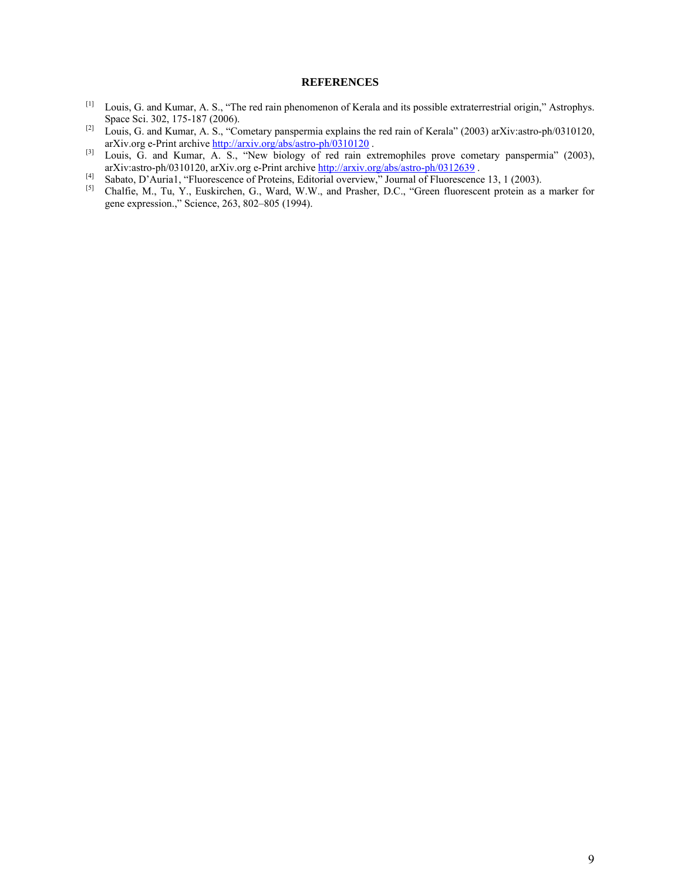**REFERENCES**

[1] Louis, G. and Kumar, A. S., "The red rain phenomenon of Kerala and its possible extraterrestrial origin," Astrophys. Space Sci. 302, 175-187 (2006).

[2] Louis, G. and Kumar, A. S., "Cometary panspermia explains the red rain of Kerala" (2003) arXiv:astro-ph/0310120, arXiv.org e-Print archive http://arxiv.org/abs/astro-ph/0310120 .

[3] Louis, G. and Kumar, A. S., "New biology of red rain extremophiles prove cometary panspermia" (2003), arXiv:astro-ph/0310120, arXiv.org e-Print archive http://arxiv.org/abs/astro-ph/0312639 .

[4] Sabato, D'Auria1, "Fluorescence of Proteins, Editorial overview," Journal of Fluorescence 13, 1 (2003).

[5] Chalfie, M., Tu, Y., Euskirchen, G., Ward, W.W., and Prasher, D.C., "Green fluorescent protein as a marker for gene expression.," Science, 263, 802–805 (1994).